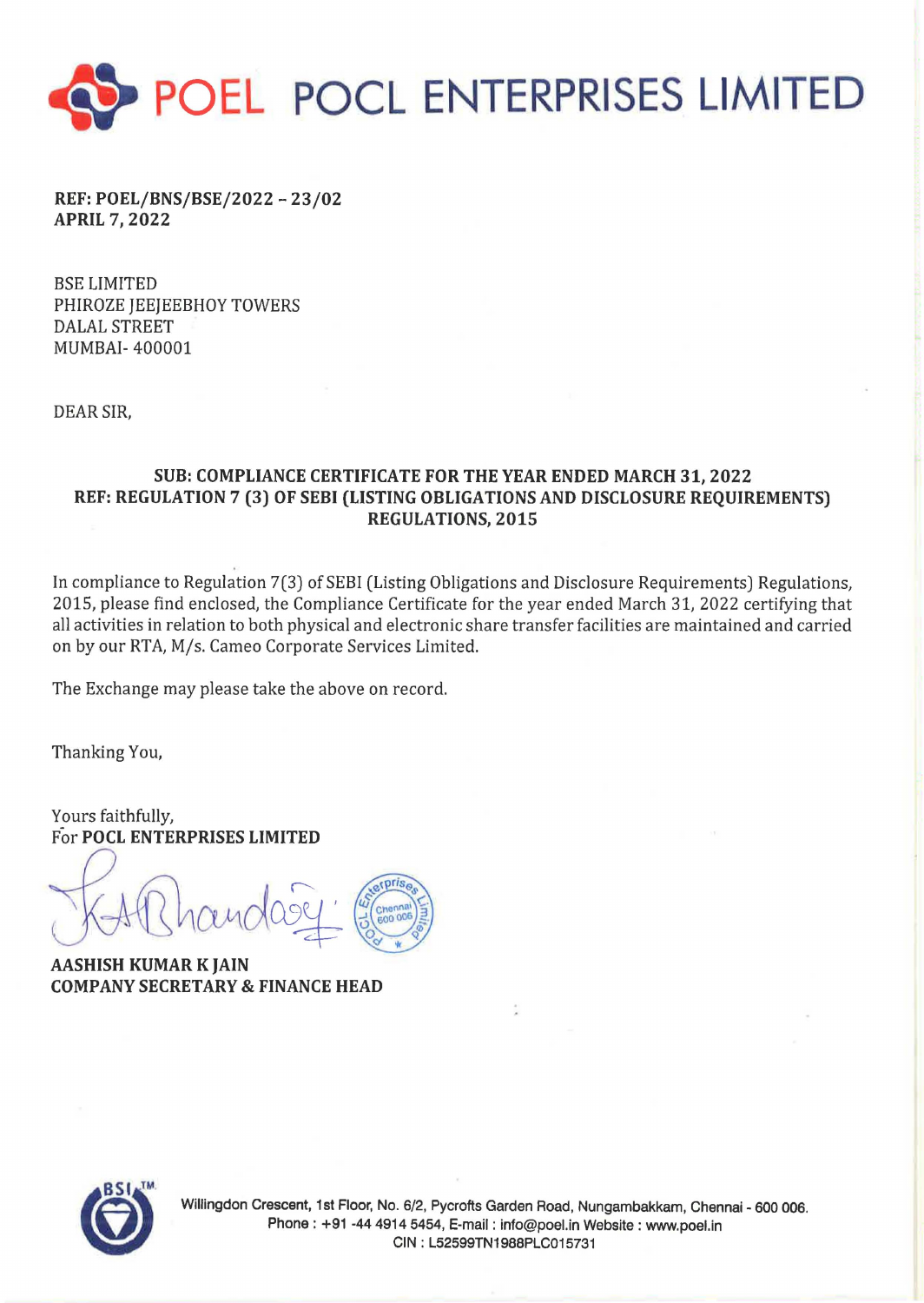# POEL POCL ENTERPRISES LIMITED

**REF: POEL/BNS/BSE/2022 – 23/02**
**APRIL 7, 2022**

BSE LIMITED
PHIROZE JEEJEEBHOY TOWERS
DALAL STREET
MUMBAI- 400001

DEAR SIR,

**SUB: COMPLIANCE CERTIFICATE FOR THE YEAR ENDED MARCH 31, 2022**
**REF: REGULATION 7 (3) OF SEBI (LISTING OBLIGATIONS AND DISCLOSURE REQUIREMENTS) REGULATIONS, 2015**

In compliance to Regulation 7(3) of SEBI (Listing Obligations and Disclosure Requirements) Regulations, 2015, please find enclosed, the Compliance Certificate for the year ended March 31, 2022 certifying that all activities in relation to both physical and electronic share transfer facilities are maintained and carried on by our RTA, M/s. Cameo Corporate Services Limited.

The Exchange may please take the above on record.

Thanking You,

Yours faithfully,
For **POCL ENTERPRISES LIMITED**

**AASHISH KUMAR K JAIN**
**COMPANY SECRETARY & FINANCE HEAD**

Willingdon Crescent, 1st Floor, No. 6/2, Pycrofts Garden Road, Nungambakkam, Chennai - 600 006.
Phone : +91 -44 4914 5454, E-mail : info@poel.in Website : www.poel.in
CIN : L52599TN1988PLC015731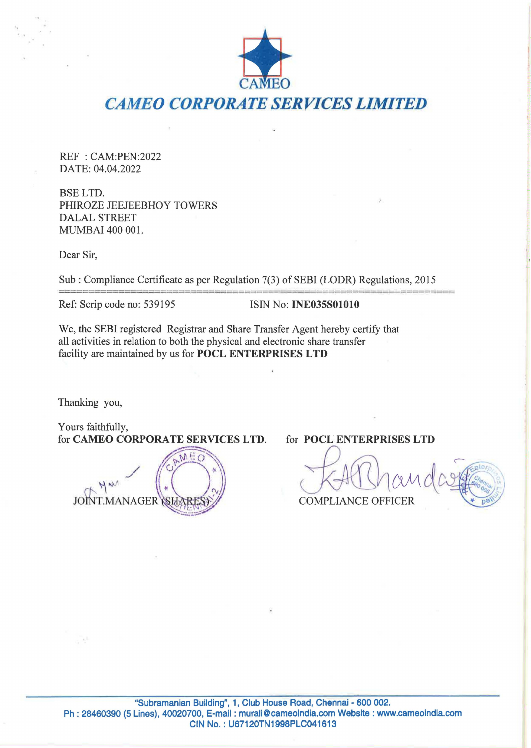CAMEO

# *CAMEO CORPORATE SERVICES LIMITED*

REF : CAM:PEN:2022
DATE: 04.04.2022

BSE LTD.
PHIROZE JEEJEEBHOY TOWERS
DALAL STREET
MUMBAI 400 001.

Dear Sir,

Sub : Compliance Certificate as per Regulation 7(3) of SEBI (LODR) Regulations, 2015

Ref: Scrip code no: 539195 ISIN No: **INE035S01010**

We, the SEBI registered Registrar and Share Transfer Agent hereby certify that all activities in relation to both the physical and electronic share transfer facility are maintained by us for **POCL ENTERPRISES LTD**

Thanking you,

Yours faithfully,
for **CAMEO CORPORATE SERVICES LTD.**

JOINT.MANAGER (SHARES)

for **POCL ENTERPRISES LTD**

COMPLIANCE OFFICER

"Subramanian Building", 1, Club House Road, Chennai - 600 002.
Ph : 28460390 (5 Lines), 40020700, E-mail : murali@cameoindia.com Website : www.cameoindia.com
CIN No. : U67120TN1998PLC041613